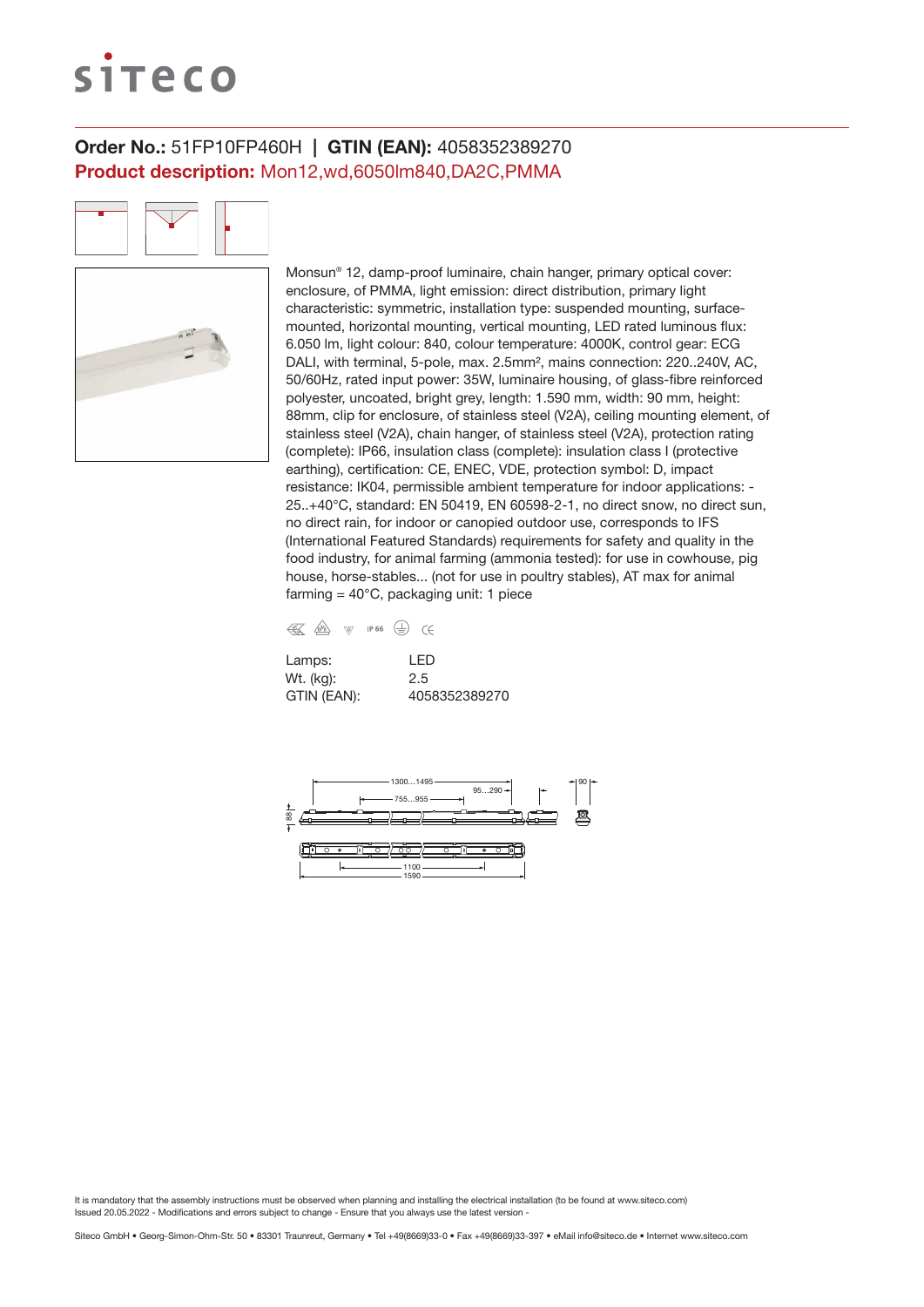**Order No.:** 51FP10FP460H | **GTIN (EAN):** 4058352389270

**Product description:** Mon12,wd,6050lm840,DA2C,PMMA

Monsun® 12, damp-proof luminaire, chain hanger, primary optical cover: enclosure, of PMMA, light emission: direct distribution, primary light characteristic: symmetric, installation type: suspended mounting, surface-mounted, horizontal mounting, vertical mounting, LED rated luminous flux: 6.050 lm, light colour: 840, colour temperature: 4000K, control gear: ECG DALI, with terminal, 5-pole, max. 2.5mm², mains connection: 220..240V, AC, 50/60Hz, rated input power: 35W, luminaire housing, of glass-fibre reinforced polyester, uncoated, bright grey, length: 1.590 mm, width: 90 mm, height: 88mm, clip for enclosure, of stainless steel (V2A), ceiling mounting element, of stainless steel (V2A), chain hanger, of stainless steel (V2A), protection rating (complete): IP66, insulation class (complete): insulation class I (protective earthing), certification: CE, ENEC, VDE, protection symbol: D, impact resistance: IK04, permissible ambient temperature for indoor applications: -25..+40°C, standard: EN 50419, EN 60598-2-1, no direct snow, no direct sun, no direct rain, for indoor or canopied outdoor use, corresponds to IFS (International Featured Standards) requirements for safety and quality in the food industry, for animal farming (ammonia tested): for use in cowhouse, pig house, horse-stables... (not for use in poultry stables), AT max for animal farming = 40°C, packaging unit: 1 piece

IP 66 CE

| | |
|---|---|
| Lamps: | LED |
| Wt. (kg): | 2.5 |
| GTIN (EAN): | 4058352389270 |

1300...1495
95...290
755...955
90
88
1100
1590

It is mandatory that the assembly instructions must be observed when planning and installing the electrical installation (to be found at www.siteco.com)
Issued 20.05.2022 - Modifications and errors subject to change - Ensure that you always use the latest version -

Siteco GmbH • Georg-Simon-Ohm-Str. 50 • 83301 Traunreut, Germany • Tel +49(8669)33-0 • Fax +49(8669)33-397 • eMail info@siteco.de • Internet www.siteco.com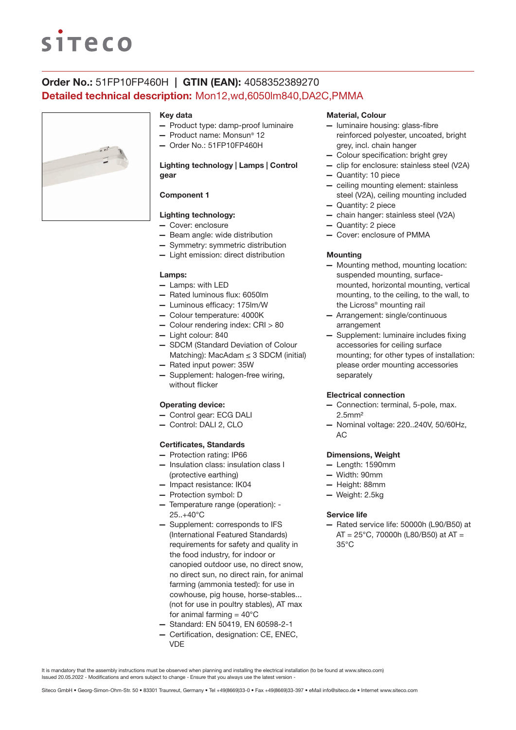**Order No.:** 51FP10FP460H | **GTIN (EAN):** 4058352389270

**Detailed technical description:** Mon12,wd,6050lm840,DA2C,PMMA

### Key data

- Product type: damp-proof luminaire
- Product name: Monsun® 12
- Order No.: 51FP10FP460H

### Lighting technology | Lamps | Control gear

### Component 1

### Lighting technology:

- Cover: enclosure
- Beam angle: wide distribution
- Symmetry: symmetric distribution
- Light emission: direct distribution

### Lamps:

- Lamps: with LED
- Rated luminous flux: 6050lm
- Luminous efficacy: 175lm/W
- Colour temperature: 4000K
- Colour rendering index: CRI > 80
- Light colour: 840
- SDCM (Standard Deviation of Colour Matching): MacAdam ≤ 3 SDCM (initial)
- Rated input power: 35W
- Supplement: halogen-free wiring, without flicker

### Operating device:

- Control gear: ECG DALI
- Control: DALI 2, CLO

### Certificates, Standards

- Protection rating: IP66
- Insulation class: insulation class I (protective earthing)
- Impact resistance: IK04
- Protection symbol: D
- Temperature range (operation): -25..+40°C
- Supplement: corresponds to IFS (International Featured Standards) requirements for safety and quality in the food industry, for indoor or canopied outdoor use, no direct snow, no direct rain, no direct sun, no direct rain, for animal farming (ammonia tested): for use in cowhouse, pig house, horse-stables... (not for use in poultry stables), AT max for animal farming = 40°C
- Standard: EN 50419, EN 60598-2-1
- Certification, designation: CE, ENEC, VDE

### Material, Colour

- luminaire housing: glass-fibre reinforced polyester, uncoated, bright grey, incl. chain hanger
- Colour specification: bright grey
- clip for enclosure: stainless steel (V2A)
- Quantity: 10 piece
- ceiling mounting element: stainless steel (V2A), ceiling mounting included
- Quantity: 2 piece
- chain hanger: stainless steel (V2A)
- Quantity: 2 piece
- Cover: enclosure of PMMA

### Mounting

- Mounting method, mounting location: suspended mounting, surface-mounted, horizontal mounting, vertical mounting, to the ceiling, to the wall, to the Licross® mounting rail
- Arrangement: single/continuous arrangement
- Supplement: luminaire includes fixing accessories for ceiling surface mounting; for other types of installation: please order mounting accessories separately

### Electrical connection

- Connection: terminal, 5-pole, max. 2.5mm²
- Nominal voltage: 220..240V, 50/60Hz, AC

### Dimensions, Weight

- Length: 1590mm
- Width: 90mm
- Height: 88mm
- Weight: 2.5kg

### Service life

- Rated service life: 50000h (L90/B50) at AT = 25°C, 70000h (L80/B50) at AT = 35°C

It is mandatory that the assembly instructions must be observed when planning and installing the electrical installation (to be found at www.siteco.com)
Issued 20.05.2022 - Modifications and errors subject to change - Ensure that you always use the latest version -

Siteco GmbH • Georg-Simon-Ohm-Str. 50 • 83301 Traunreut, Germany • Tel +49(8669)33-0 • Fax +49(8669)33-397 • eMail info@siteco.de • Internet www.siteco.com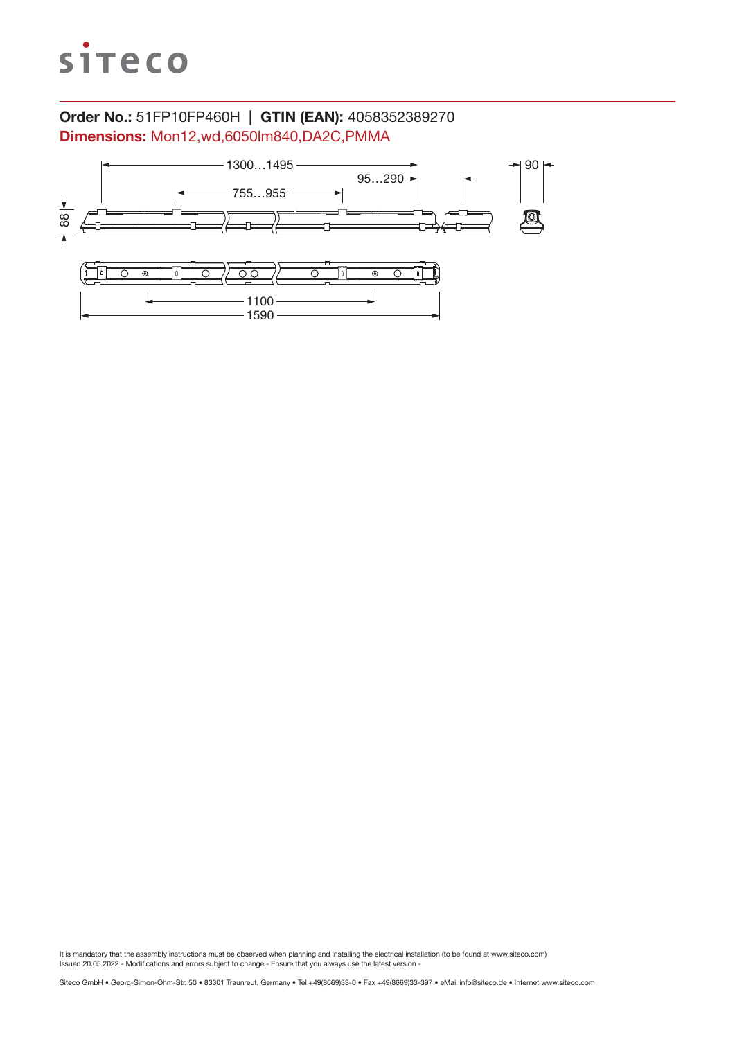**Order No.:** 51FP10FP460H | **GTIN (EAN):** 4058352389270

**Dimensions:** Mon12,wd,6050lm840,DA2C,PMMA

1300…1495

95…290

755…955

90

88

1100

1590

It is mandatory that the assembly instructions must be observed when planning and installing the electrical installation (to be found at www.siteco.com)
Issued 20.05.2022 - Modifications and errors subject to change - Ensure that you always use the latest version -

Siteco GmbH • Georg-Simon-Ohm-Str. 50 • 83301 Traunreut, Germany • Tel +49(8669)33-0 • Fax +49(8669)33-397 • eMail info@siteco.de • Internet www.siteco.com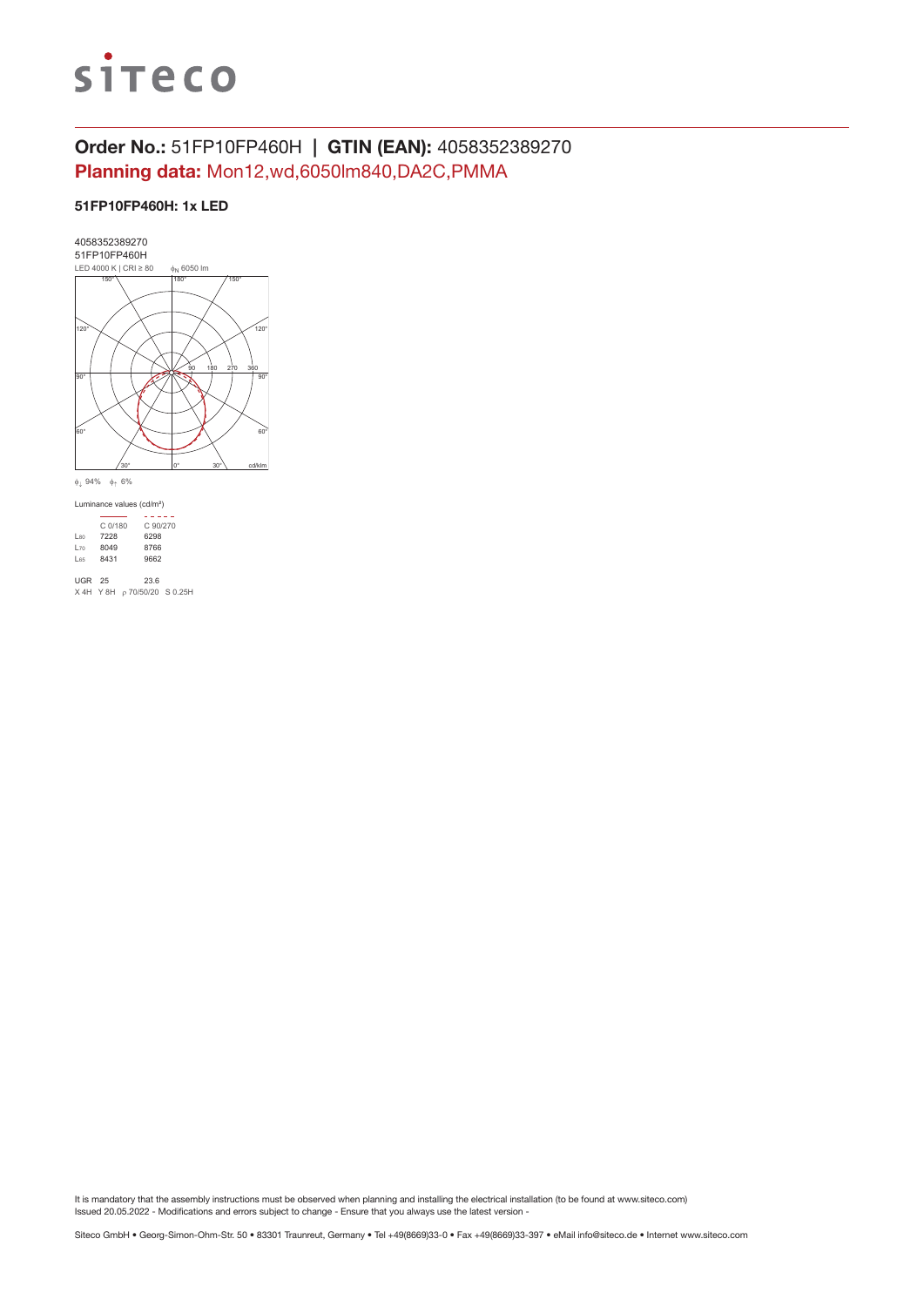# siteco

## **Order No.:** 51FP10FP460H | **GTIN (EAN):** 4058352389270

## **Planning data:** Mon12,wd,6050lm840,DA2C,PMMA

### 51FP10FP460H: 1x LED

4058352389270
51FP10FP460H
LED 4000 K | CRI ≥ 80 $\phi_N$ 6050 lm

150° 180° 150°
120° 120°
90° 90°
90 180 270 360
60° 60°
30° 0° 30° cd/klm

$\phi_\downarrow$ 94% $\phi_\uparrow$ 6%

Luminance values (cd/m²)

| | C 0/180 | C 90/270 |
|---|---|---|
| L80 | 7228 | 6298 |
| L70 | 8049 | 8766 |
| L65 | 8431 | 9662 |
| UGR | 25 | 23.6 |

X 4H Y 8H ρ 70/50/20 S 0.25H

It is mandatory that the assembly instructions must be observed when planning and installing the electrical installation (to be found at www.siteco.com)
Issued 20.05.2022 - Modifications and errors subject to change - Ensure that you always use the latest version -

Siteco GmbH • Georg-Simon-Ohm-Str. 50 • 83301 Traunreut, Germany • Tel +49(8669)33-0 • Fax +49(8669)33-397 • eMail info@siteco.de • Internet www.siteco.com